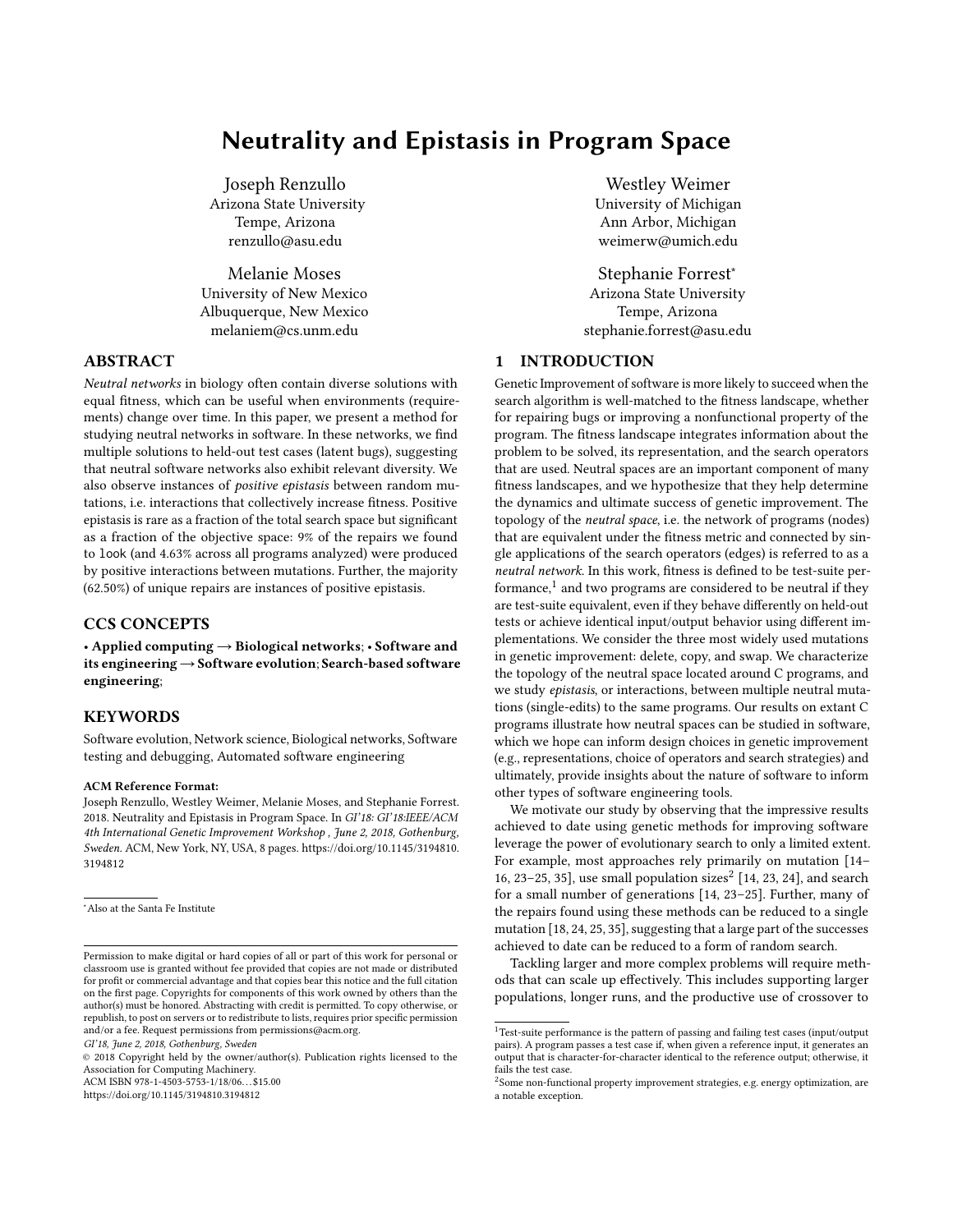# Neutrality and Epistasis in Program Space

Joseph Renzullo
Arizona State University
Tempe, Arizona
renzullo@asu.edu

Westley Weimer
University of Michigan
Ann Arbor, Michigan
weimerw@umich.edu

Melanie Moses
University of New Mexico
Albuquerque, New Mexico
melaniem@cs.unm.edu

Stephanie Forrest*
Arizona State University
Tempe, Arizona
stephanie.forrest@asu.edu

## ABSTRACT

*Neutral networks* in biology often contain diverse solutions with equal fitness, which can be useful when environments (requirements) change over time. In this paper, we present a method for studying neutral networks in software. In these networks, we find multiple solutions to held-out test cases (latent bugs), suggesting that neutral software networks also exhibit relevant diversity. We also observe instances of *positive epistasis* between random mutations, i.e. interactions that collectively increase fitness. Positive epistasis is rare as a fraction of the total search space but significant as a fraction of the objective space: 9% of the repairs we found to `look` (and 4.63% across all programs analyzed) were produced by positive interactions between mutations. Further, the majority (62.50%) of unique repairs are instances of positive epistasis.

## CCS CONCEPTS

• **Applied computing** → **Biological networks**; • **Software and its engineering** → **Software evolution**; **Search-based software engineering**;

## KEYWORDS

Software evolution, Network science, Biological networks, Software testing and debugging, Automated software engineering

**ACM Reference Format:**
Joseph Renzullo, Westley Weimer, Melanie Moses, and Stephanie Forrest. 2018. Neutrality and Epistasis in Program Space. In *GI'18: GI'18:IEEE/ACM 4th International Genetic Improvement Workshop , June 2, 2018, Gothenburg, Sweden*. ACM, New York, NY, USA, 8 pages. https://doi.org/10.1145/3194810.3194812

*Also at the Santa Fe Institute

Permission to make digital or hard copies of all or part of this work for personal or classroom use is granted without fee provided that copies are not made or distributed for profit or commercial advantage and that copies bear this notice and the full citation on the first page. Copyrights for components of this work owned by others than the author(s) must be honored. Abstracting with credit is permitted. To copy otherwise, or republish, to post on servers or to redistribute to lists, requires prior specific permission and/or a fee. Request permissions from permissions@acm.org.
*GI'18, June 2, 2018, Gothenburg, Sweden*
© 2018 Copyright held by the owner/author(s). Publication rights licensed to the Association for Computing Machinery.
ACM ISBN 978-1-4503-5753-1/18/06…$15.00
https://doi.org/10.1145/3194810.3194812

## 1 INTRODUCTION

Genetic Improvement of software is more likely to succeed when the search algorithm is well-matched to the fitness landscape, whether for repairing bugs or improving a nonfunctional property of the program. The fitness landscape integrates information about the problem to be solved, its representation, and the search operators that are used. Neutral spaces are an important component of many fitness landscapes, and we hypothesize that they help determine the dynamics and ultimate success of genetic improvement. The topology of the *neutral space*, i.e. the network of programs (nodes) that are equivalent under the fitness metric and connected by single applications of the search operators (edges) is referred to as a *neutral network*. In this work, fitness is defined to be test-suite performance,[1] and two programs are considered to be neutral if they are test-suite equivalent, even if they behave differently on held-out tests or achieve identical input/output behavior using different implementations. We consider the three most widely used mutations in genetic improvement: delete, copy, and swap. We characterize the topology of the neutral space located around C programs, and we study *epistasis*, or interactions, between multiple neutral mutations (single-edits) to the same programs. Our results on extant C programs illustrate how neutral spaces can be studied in software, which we hope can inform design choices in genetic improvement (e.g., representations, choice of operators and search strategies) and ultimately, provide insights about the nature of software to inform other types of software engineering tools.

We motivate our study by observing that the impressive results achieved to date using genetic methods for improving software leverage the power of evolutionary search to only a limited extent. For example, most approaches rely primarily on mutation [14–16, 23–25, 35], use small population sizes[2] [14, 23, 24], and search for a small number of generations [14, 23–25]. Further, many of the repairs found using these methods can be reduced to a single mutation [18, 24, 25, 35], suggesting that a large part of the successes achieved to date can be reduced to a form of random search.

Tackling larger and more complex problems will require methods that can scale up effectively. This includes supporting larger populations, longer runs, and the productive use of crossover to

[1] Test-suite performance is the pattern of passing and failing test cases (input/output pairs). A program passes a test case if, when given a reference input, it generates an output that is character-for-character identical to the reference output; otherwise, it fails the test case.

[2] Some non-functional property improvement strategies, e.g. energy optimization, are a notable exception.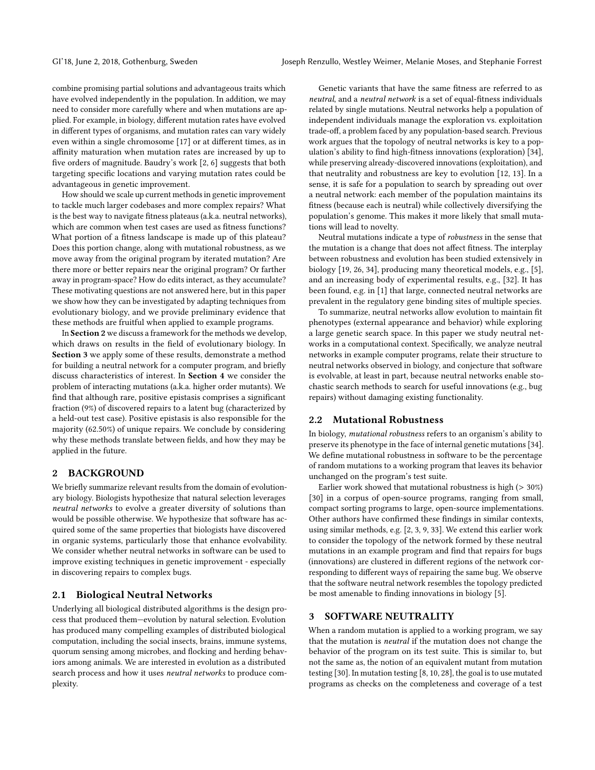combine promising partial solutions and advantageous traits which have evolved independently in the population. In addition, we may need to consider more carefully where and when mutations are applied. For example, in biology, different mutation rates have evolved in different types of organisms, and mutation rates can vary widely even within a single chromosome [17] or at different times, as in affinity maturation when mutation rates are increased by up to five orders of magnitude. Baudry's work [2, 6] suggests that both targeting specific locations and varying mutation rates could be advantageous in genetic improvement.

How should we scale up current methods in genetic improvement to tackle much larger codebases and more complex repairs? What is the best way to navigate fitness plateaus (a.k.a. neutral networks), which are common when test cases are used as fitness functions? What portion of a fitness landscape is made up of this plateau? Does this portion change, along with mutational robustness, as we move away from the original program by iterated mutation? Are there more or better repairs near the original program? Or farther away in program-space? How do edits interact, as they accumulate? These motivating questions are not answered here, but in this paper we show how they can be investigated by adapting techniques from evolutionary biology, and we provide preliminary evidence that these methods are fruitful when applied to example programs.

In **Section 2** we discuss a framework for the methods we develop, which draws on results in the field of evolutionary biology. In **Section 3** we apply some of these results, demonstrate a method for building a neutral network for a computer program, and briefly discuss characteristics of interest. In **Section 4** we consider the problem of interacting mutations (a.k.a. higher order mutants). We find that although rare, positive epistasis comprises a significant fraction (9%) of discovered repairs to a latent bug (characterized by a held-out test case). Positive epistasis is also responsible for the majority (62.50%) of unique repairs. We conclude by considering why these methods translate between fields, and how they may be applied in the future.

## 2 BACKGROUND

We briefly summarize relevant results from the domain of evolutionary biology. Biologists hypothesize that natural selection leverages *neutral networks* to evolve a greater diversity of solutions than would be possible otherwise. We hypothesize that software has acquired some of the same properties that biologists have discovered in organic systems, particularly those that enhance evolvability. We consider whether neutral networks in software can be used to improve existing techniques in genetic improvement - especially in discovering repairs to complex bugs.

### 2.1 Biological Neutral Networks

Underlying all biological distributed algorithms is the design process that produced them—evolution by natural selection. Evolution has produced many compelling examples of distributed biological computation, including the social insects, brains, immune systems, quorum sensing among microbes, and flocking and herding behaviors among animals. We are interested in evolution as a distributed search process and how it uses *neutral networks* to produce complexity.

Genetic variants that have the same fitness are referred to as *neutral*, and a *neutral network* is a set of equal-fitness individuals related by single mutations. Neutral networks help a population of independent individuals manage the exploration vs. exploitation trade-off, a problem faced by any population-based search. Previous work argues that the topology of neutral networks is key to a population's ability to find high-fitness innovations (exploration) [34], while preserving already-discovered innovations (exploitation), and that neutrality and robustness are key to evolution [12, 13]. In a sense, it is safe for a population to search by spreading out over a neutral network: each member of the population maintains its fitness (because each is neutral) while collectively diversifying the population's genome. This makes it more likely that small mutations will lead to novelty.

Neutral mutations indicate a type of *robustness* in the sense that the mutation is a change that does not affect fitness. The interplay between robustness and evolution has been studied extensively in biology [19, 26, 34], producing many theoretical models, e.g., [5], and an increasing body of experimental results, e.g., [32]. It has been found, e.g. in [1] that large, connected neutral networks are prevalent in the regulatory gene binding sites of multiple species.

To summarize, neutral networks allow evolution to maintain fit phenotypes (external appearance and behavior) while exploring a large genetic search space. In this paper we study neutral networks in a computational context. Specifically, we analyze neutral networks in example computer programs, relate their structure to neutral networks observed in biology, and conjecture that software is evolvable, at least in part, because neutral networks enable stochastic search methods to search for useful innovations (e.g., bug repairs) without damaging existing functionality.

### 2.2 Mutational Robustness

In biology, *mutational robustness* refers to an organism's ability to preserve its phenotype in the face of internal genetic mutations [34]. We define mutational robustness in software to be the percentage of random mutations to a working program that leaves its behavior unchanged on the program's test suite.

Earlier work showed that mutational robustness is high (> 30%) [30] in a corpus of open-source programs, ranging from small, compact sorting programs to large, open-source implementations. Other authors have confirmed these findings in similar contexts, using similar methods, e.g. [2, 3, 9, 33]. We extend this earlier work to consider the topology of the network formed by these neutral mutations in an example program and find that repairs for bugs (innovations) are clustered in different regions of the network corresponding to different ways of repairing the same bug. We observe that the software neutral network resembles the topology predicted be most amenable to finding innovations in biology [5].

## 3 SOFTWARE NEUTRALITY

When a random mutation is applied to a working program, we say that the mutation is *neutral* if the mutation does not change the behavior of the program on its test suite. This is similar to, but not the same as, the notion of an equivalent mutant from mutation testing [30]. In mutation testing [8, 10, 28], the goal is to use mutated programs as checks on the completeness and coverage of a test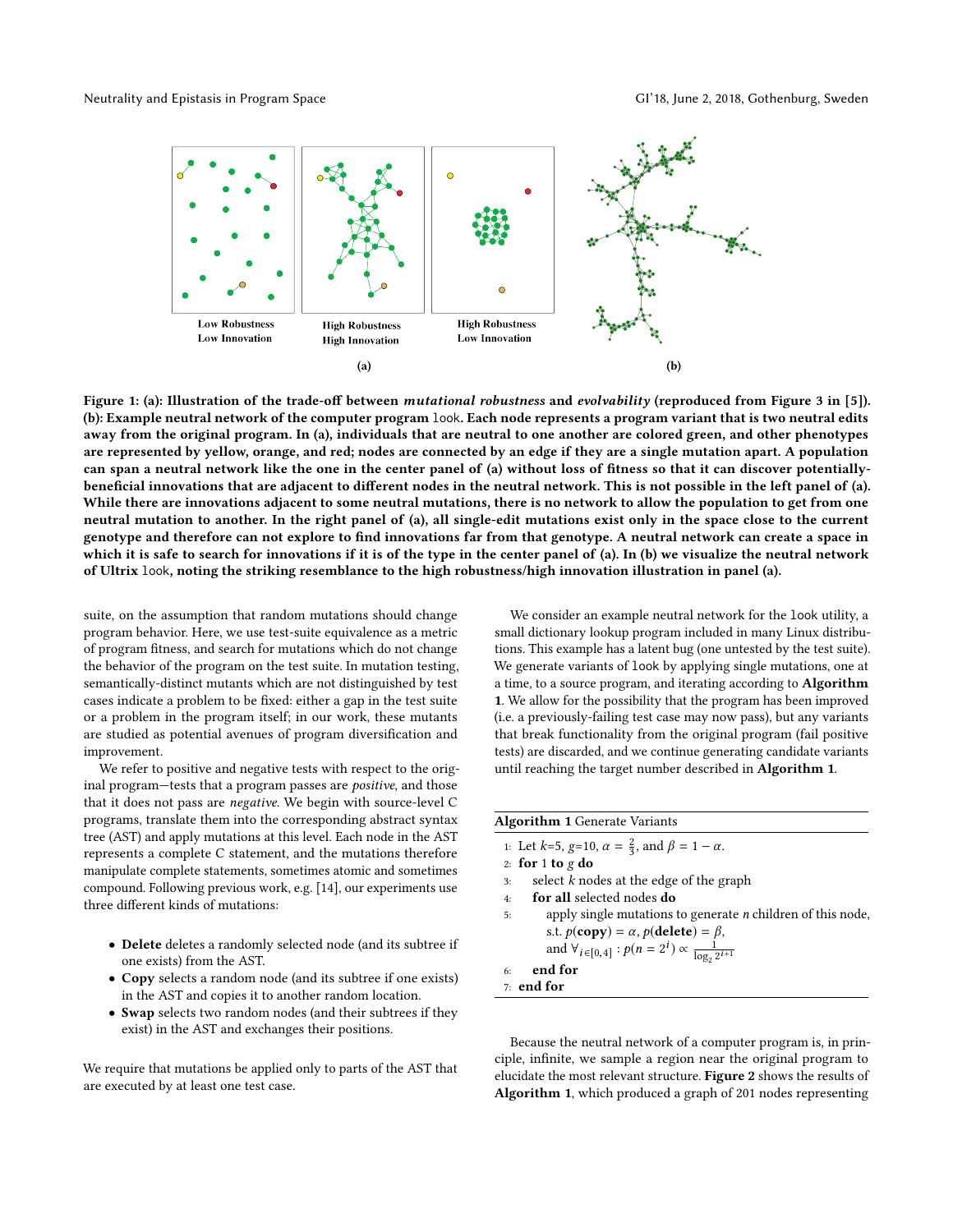Low Robustness
Low Innovation

High Robustness
High Innovation

High Robustness
Low Innovation

(a)

(b)

**Figure 1: (a): Illustration of the trade-off between *mutational robustness* and *evolvability* (reproduced from Figure 3 in [5]). (b): Example neutral network of the computer program `look`. Each node represents a program variant that is two neutral edits away from the original program. In (a), individuals that are neutral to one another are colored green, and other phenotypes are represented by yellow, orange, and red; nodes are connected by an edge if they are a single mutation apart. A population can span a neutral network like the one in the center panel of (a) without loss of fitness so that it can discover potentially-beneficial innovations that are adjacent to different nodes in the neutral network. This is not possible in the left panel of (a). While there are innovations adjacent to some neutral mutations, there is no network to allow the population to get from one neutral mutation to another. In the right panel of (a), all single-edit mutations exist only in the space close to the current genotype and therefore can not explore to find innovations far from that genotype. A neutral network can create a space in which it is safe to search for innovations if it is of the type in the center panel of (a). In (b) we visualize the neutral network of Ultrix `look`, noting the striking resemblance to the high robustness/high innovation illustration in panel (a).**

suite, on the assumption that random mutations should change program behavior. Here, we use test-suite equivalence as a metric of program fitness, and search for mutations which do not change the behavior of the program on the test suite. In mutation testing, semantically-distinct mutants which are not distinguished by test cases indicate a problem to be fixed: either a gap in the test suite or a problem in the program itself; in our work, these mutants are studied as potential avenues of program diversification and improvement.

We refer to positive and negative tests with respect to the original program—tests that a program passes are *positive*, and those that it does not pass are *negative*. We begin with source-level C programs, translate them into the corresponding abstract syntax tree (AST) and apply mutations at this level. Each node in the AST represents a complete C statement, and the mutations therefore manipulate complete statements, sometimes atomic and sometimes compound. Following previous work, e.g. [14], our experiments use three different kinds of mutations:

- **Delete** deletes a randomly selected node (and its subtree if one exists) from the AST.
- **Copy** selects a random node (and its subtree if one exists) in the AST and copies it to another random location.
- **Swap** selects two random nodes (and their subtrees if they exist) in the AST and exchanges their positions.

We require that mutations be applied only to parts of the AST that are executed by at least one test case.

We consider an example neutral network for the `look` utility, a small dictionary lookup program included in many Linux distributions. This example has a latent bug (one untested by the test suite). We generate variants of `look` by applying single mutations, one at a time, to a source program, and iterating according to **Algorithm 1**. We allow for the possibility that the program has been improved (i.e. a previously-failing test case may now pass), but any variants that break functionality from the original program (fail positive tests) are discarded, and we continue generating candidate variants until reaching the target number described in **Algorithm 1**.

**Algorithm 1** Generate Variants

1: Let $k$=5, $g$=10, $\alpha = \frac{2}{3}$, and $\beta = 1 - \alpha$.
2: **for** 1 **to** $g$ **do**
3: &nbsp;&nbsp;&nbsp;select $k$ nodes at the edge of the graph
4: &nbsp;&nbsp;&nbsp;**for all** selected nodes **do**
5: &nbsp;&nbsp;&nbsp;&nbsp;&nbsp;&nbsp;apply single mutations to generate $n$ children of this node, s.t. $p(\textbf{copy}) = \alpha$, $p(\textbf{delete}) = \beta$, and $\forall_{i \in [0,4]} : p(n = 2^i) \propto \frac{1}{\log_2 2^{i+1}}$
6: &nbsp;&nbsp;&nbsp;**end for**
7: **end for**

Because the neutral network of a computer program is, in principle, infinite, we sample a region near the original program to elucidate the most relevant structure. **Figure 2** shows the results of **Algorithm 1**, which produced a graph of 201 nodes representing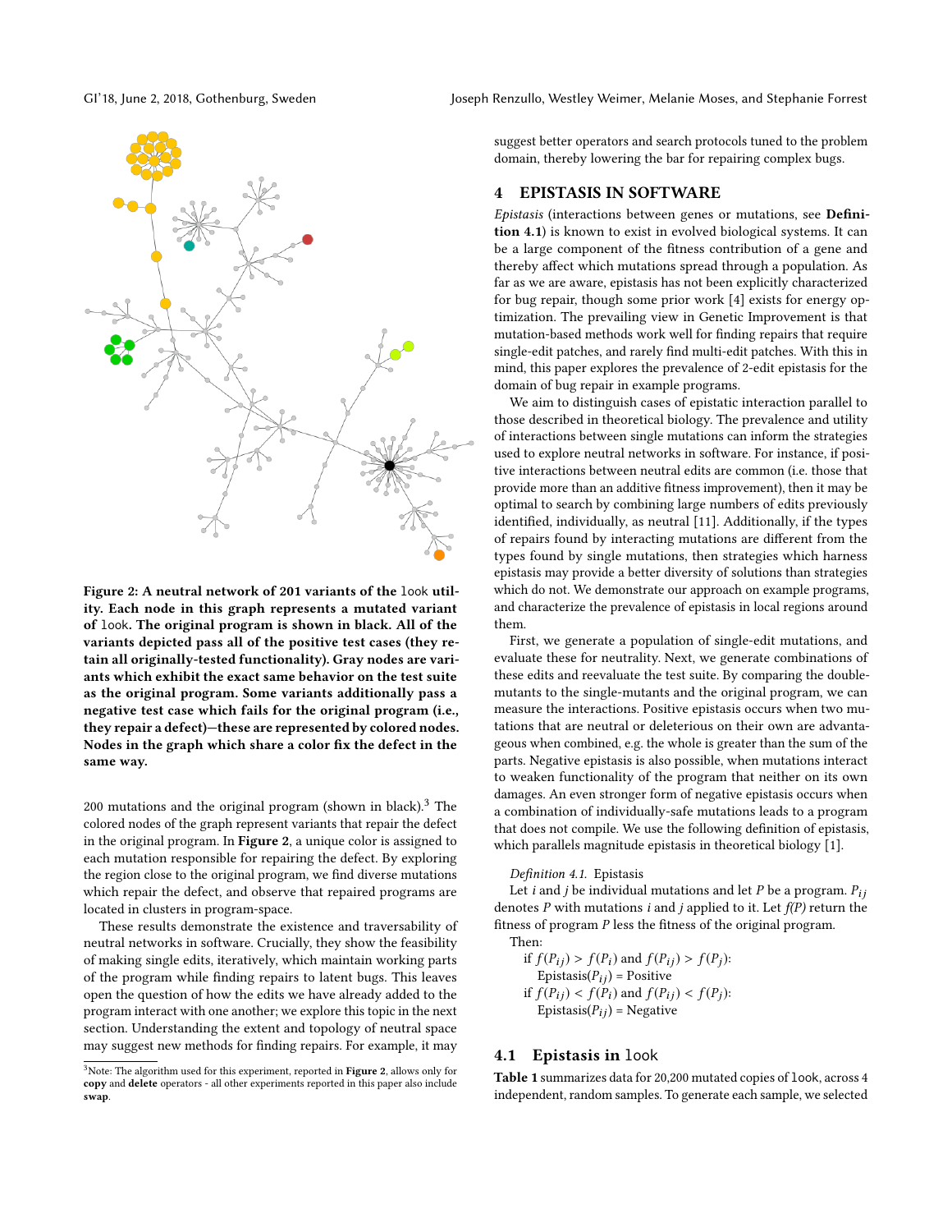Figure 2: A neutral network of 201 variants of the look utility. Each node in this graph represents a mutated variant of look. The original program is shown in black. All of the variants depicted pass all of the positive test cases (they retain all originally-tested functionality). Gray nodes are variants which exhibit the exact same behavior on the test suite as the original program. Some variants additionally pass a negative test case which fails for the original program (i.e., they repair a defect)—these are represented by colored nodes. Nodes in the graph which share a color fix the defect in the same way.

200 mutations and the original program (shown in black).[3] The colored nodes of the graph represent variants that repair the defect in the original program. In **Figure 2**, a unique color is assigned to each mutation responsible for repairing the defect. By exploring the region close to the original program, we find diverse mutations which repair the defect, and observe that repaired programs are located in clusters in program-space.

These results demonstrate the existence and traversability of neutral networks in software. Crucially, they show the feasibility of making single edits, iteratively, which maintain working parts of the program while finding repairs to latent bugs. This leaves open the question of how the edits we have already added to the program interact with one another; we explore this topic in the next section. Understanding the extent and topology of neutral space may suggest new methods for finding repairs. For example, it may suggest better operators and search protocols tuned to the problem domain, thereby lowering the bar for repairing complex bugs.

[3] Note: The algorithm used for this experiment, reported in **Figure 2**, allows only for **copy** and **delete** operators - all other experiments reported in this paper also include **swap**.

## 4 EPISTASIS IN SOFTWARE

*Epistasis* (interactions between genes or mutations, see **Definition 4.1**) is known to exist in evolved biological systems. It can be a large component of the fitness contribution of a gene and thereby affect which mutations spread through a population. As far as we are aware, epistasis has not been explicitly characterized for bug repair, though some prior work [4] exists for energy optimization. The prevailing view in Genetic Improvement is that mutation-based methods work well for finding repairs that require single-edit patches, and rarely find multi-edit patches. With this in mind, this paper explores the prevalence of 2-edit epistasis for the domain of bug repair in example programs.

We aim to distinguish cases of epistatic interaction parallel to those described in theoretical biology. The prevalence and utility of interactions between single mutations can inform the strategies used to explore neutral networks in software. For instance, if positive interactions between neutral edits are common (i.e. those that provide more than an additive fitness improvement), then it may be optimal to search by combining large numbers of edits previously identified, individually, as neutral [11]. Additionally, if the types of repairs found by interacting mutations are different from the types found by single mutations, then strategies which harness epistasis may provide a better diversity of solutions than strategies which do not. We demonstrate our approach on example programs, and characterize the prevalence of epistasis in local regions around them.

First, we generate a population of single-edit mutations, and evaluate these for neutrality. Next, we generate combinations of these edits and reevaluate the test suite. By comparing the double-mutants to the single-mutants and the original program, we can measure the interactions. Positive epistasis occurs when two mutations that are neutral or deleterious on their own are advantageous when combined, e.g. the whole is greater than the sum of the parts. Negative epistasis is also possible, when mutations interact to weaken functionality of the program that neither on its own damages. An even stronger form of negative epistasis occurs when a combination of individually-safe mutations leads to a program that does not compile. We use the following definition of epistasis, which parallels magnitude epistasis in theoretical biology [1].

*Definition 4.1.* Epistasis

Let $i$ and $j$ be individual mutations and let $P$ be a program. $P_{ij}$ denotes $P$ with mutations $i$ and $j$ applied to it. Let $f(P)$ return the fitness of program $P$ less the fitness of the original program.

Then:

if $f(P_{ij}) > f(P_i)$ and $f(P_{ij}) > f(P_j)$:
  Epistasis($P_{ij}$) = Positive

if $f(P_{ij}) < f(P_i)$ and $f(P_{ij}) < f(P_j)$:
  Epistasis($P_{ij}$) = Negative

### 4.1 Epistasis in look

**Table 1** summarizes data for 20,200 mutated copies of look, across 4 independent, random samples. To generate each sample, we selected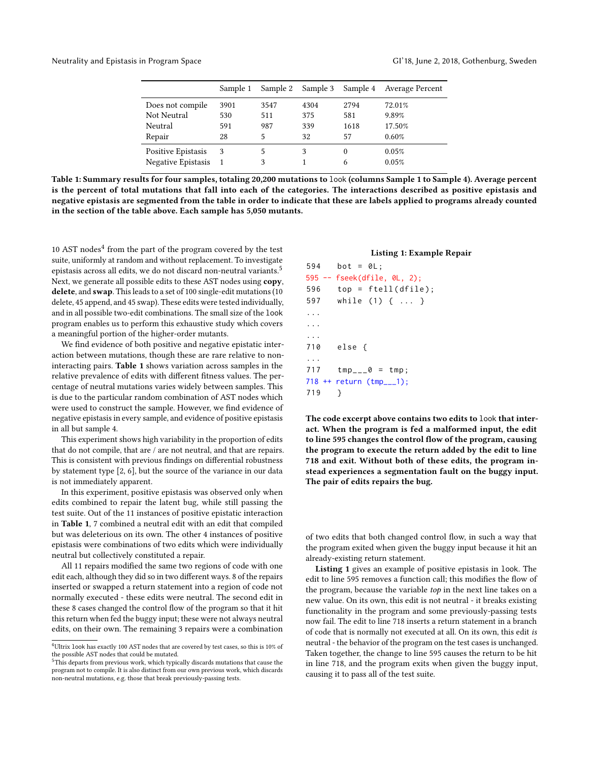|  | Sample 1 | Sample 2 | Sample 3 | Sample 4 | Average Percent |
|---|---|---|---|---|---|
| Does not compile | 3901 | 3547 | 4304 | 2794 | 72.01% |
| Not Neutral | 530 | 511 | 375 | 581 | 9.89% |
| Neutral | 591 | 987 | 339 | 1618 | 17.50% |
| Repair | 28 | 5 | 32 | 57 | 0.60% |
| Positive Epistasis | 3 | 5 | 3 | 0 | 0.05% |
| Negative Epistasis | 1 | 3 | 1 | 6 | 0.05% |

**Table 1: Summary results for four samples, totaling 20,200 mutations to `look` (columns Sample 1 to Sample 4). Average percent is the percent of total mutations that fall into each of the categories. The interactions described as positive epistasis and negative epistasis are segmented from the table in order to indicate that these are labels applied to programs already counted in the section of the table above. Each sample has 5,050 mutants.**

10 AST nodes[4] from the part of the program covered by the test suite, uniformly at random and without replacement. To investigate epistasis across all edits, we do not discard non-neutral variants.[5] Next, we generate all possible edits to these AST nodes using **copy**, **delete**, and **swap**. This leads to a set of 100 single-edit mutations (10 delete, 45 append, and 45 swap). These edits were tested individually, and in all possible two-edit combinations. The small size of the `look` program enables us to perform this exhaustive study which covers a meaningful portion of the higher-order mutants.

We find evidence of both positive and negative epistatic interaction between mutations, though these are rare relative to non-interacting pairs. **Table 1** shows variation across samples in the relative prevalence of edits with different fitness values. The percentage of neutral mutations varies widely between samples. This is due to the particular random combination of AST nodes which were used to construct the sample. However, we find evidence of negative epistasis in every sample, and evidence of positive epistasis in all but sample 4.

This experiment shows high variability in the proportion of edits that do not compile, that are / are not neutral, and that are repairs. This is consistent with previous findings on differential robustness by statement type [2, 6], but the source of the variance in our data is not immediately apparent.

In this experiment, positive epistasis was observed only when edits combined to repair the latent bug, while still passing the test suite. Out of the 11 instances of positive epistatic interaction in **Table 1**, 7 combined a neutral edit with an edit that compiled but was deleterious on its own. The other 4 instances of positive epistasis were combinations of two edits which were individually neutral but collectively constituted a repair.

All 11 repairs modified the same two regions of code with one edit each, although they did so in two different ways. 8 of the repairs inserted or swapped a return statement into a region of code not normally executed - these edits were neutral. The second edit in these 8 cases changed the control flow of the program so that it hit this return when fed the buggy input; these were not always neutral edits, on their own. The remaining 3 repairs were a combination of two edits that both changed control flow, in such a way that the program exited when given the buggy input because it hit an already-existing return statement.

**Listing 1: Example Repair**

```
594    bot = 0L;
595 -- fseek(dfile, 0L, 2);
596    top = ftell(dfile);
597    while (1) { ... }
...
...
...
710    else {
...
717    tmp___0 = tmp;
718 ++ return (tmp___1);
719    }
```

**The code excerpt above contains two edits to `look` that interact. When the program is fed a malformed input, the edit to line 595 changes the control flow of the program, causing the program to execute the return added by the edit to line 718 and exit. Without both of these edits, the program instead experiences a segmentation fault on the buggy input. The pair of edits repairs the bug.**

**Listing 1** gives an example of positive epistasis in `look`. The edit to line 595 removes a function call; this modifies the flow of the program, because the variable *top* in the next line takes on a new value. On its own, this edit is not neutral - it breaks existing functionality in the program and some previously-passing tests now fail. The edit to line 718 inserts a return statement in a branch of code that is normally not executed at all. On its own, this edit *is* neutral - the behavior of the program on the test cases is unchanged. Taken together, the change to line 595 causes the return to be hit in line 718, and the program exits when given the buggy input, causing it to pass all of the test suite.

---

[4] Ultrix `look` has exactly 100 AST nodes that are covered by test cases, so this is 10% of the possible AST nodes that could be mutated.

[5] This departs from previous work, which typically discards mutations that cause the program not to compile. It is also distinct from our own previous work, which discards non-neutral mutations, e.g. those that break previously-passing tests.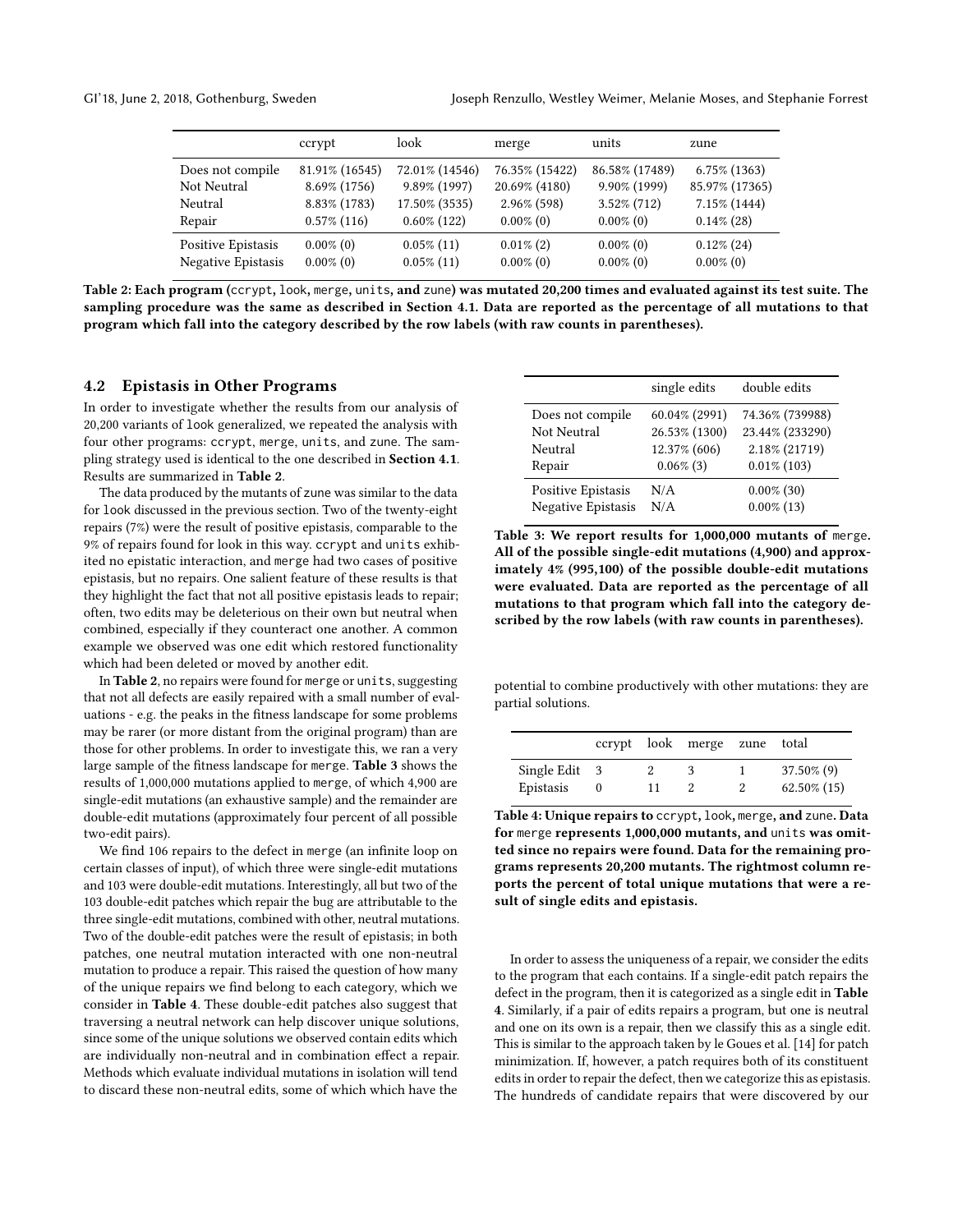|  | ccrypt | look | merge | units | zune |
|---|---|---|---|---|---|
| Does not compile | 81.91% (16545) | 72.01% (14546) | 76.35% (15422) | 86.58% (17489) | 6.75% (1363) |
| Not Neutral | 8.69% (1756) | 9.89% (1997) | 20.69% (4180) | 9.90% (1999) | 85.97% (17365) |
| Neutral | 8.83% (1783) | 17.50% (3535) | 2.96% (598) | 3.52% (712) | 7.15% (1444) |
| Repair | 0.57% (116) | 0.60% (122) | 0.00% (0) | 0.00% (0) | 0.14% (28) |
| Positive Epistasis | 0.00% (0) | 0.05% (11) | 0.01% (2) | 0.00% (0) | 0.12% (24) |
| Negative Epistasis | 0.00% (0) | 0.05% (11) | 0.00% (0) | 0.00% (0) | 0.00% (0) |

**Table 2: Each program (ccrypt, look, merge, units, and zune) was mutated 20,200 times and evaluated against its test suite. The sampling procedure was the same as described in Section 4.1. Data are reported as the percentage of all mutations to that program which fall into the category described by the row labels (with raw counts in parentheses).**

## 4.2 Epistasis in Other Programs

In order to investigate whether the results from our analysis of 20,200 variants of look generalized, we repeated the analysis with four other programs: ccrypt, merge, units, and zune. The sampling strategy used is identical to the one described in **Section 4.1**. Results are summarized in **Table 2**.

The data produced by the mutants of zune was similar to the data for look discussed in the previous section. Two of the twenty-eight repairs (7%) were the result of positive epistasis, comparable to the 9% of repairs found for look in this way. ccrypt and units exhibited no epistatic interaction, and merge had two cases of positive epistasis, but no repairs. One salient feature of these results is that they highlight the fact that not all positive epistasis leads to repair; often, two edits may be deleterious on their own but neutral when combined, especially if they counteract one another. A common example we observed was one edit which restored functionality which had been deleted or moved by another edit.

In **Table 2**, no repairs were found for merge or units, suggesting that not all defects are easily repaired with a small number of evaluations - e.g. the peaks in the fitness landscape for some problems may be rarer (or more distant from the original program) than are those for other problems. In order to investigate this, we ran a very large sample of the fitness landscape for merge. **Table 3** shows the results of 1,000,000 mutations applied to merge, of which 4,900 are single-edit mutations (an exhaustive sample) and the remainder are double-edit mutations (approximately four percent of all possible two-edit pairs).

We find 106 repairs to the defect in merge (an infinite loop on certain classes of input), of which three were single-edit mutations and 103 were double-edit mutations. Interestingly, all but two of the 103 double-edit patches which repair the bug are attributable to the three single-edit mutations, combined with other, neutral mutations. Two of the double-edit patches were the result of epistasis; in both patches, one neutral mutation interacted with one non-neutral mutation to produce a repair. This raised the question of how many of the unique repairs we find belong to each category, which we consider in **Table 4**. These double-edit patches also suggest that traversing a neutral network can help discover unique solutions, since some of the unique solutions we observed contain edits which are individually non-neutral and in combination effect a repair. Methods which evaluate individual mutations in isolation will tend to discard these non-neutral edits, some of which which have the potential to combine productively with other mutations: they are partial solutions.

|  | single edits | double edits |
|---|---|---|
| Does not compile | 60.04% (2991) | 74.36% (739988) |
| Not Neutral | 26.53% (1300) | 23.44% (233290) |
| Neutral | 12.37% (606) | 2.18% (21719) |
| Repair | 0.06% (3) | 0.01% (103) |
| Positive Epistasis | N/A | 0.00% (30) |
| Negative Epistasis | N/A | 0.00% (13) |

**Table 3: We report results for 1,000,000 mutants of merge. All of the possible single-edit mutations (4,900) and approximately 4% (995,100) of the possible double-edit mutations were evaluated. Data are reported as the percentage of all mutations to that program which fall into the category described by the row labels (with raw counts in parentheses).**

|  | ccrypt | look | merge | zune | total |
|---|---|---|---|---|---|
| Single Edit | 3 | 2 | 3 | 1 | 37.50% (9) |
| Epistasis | 0 | 11 | 2 | 2 | 62.50% (15) |

**Table 4: Unique repairs to ccrypt, look, merge, and zune. Data for merge represents 1,000,000 mutants, and units was omitted since no repairs were found. Data for the remaining programs represents 20,200 mutants. The rightmost column reports the percent of total unique mutations that were a result of single edits and epistasis.**

In order to assess the uniqueness of a repair, we consider the edits to the program that each contains. If a single-edit patch repairs the defect in the program, then it is categorized as a single edit in **Table 4**. Similarly, if a pair of edits repairs a program, but one is neutral and one on its own is a repair, then we classify this as a single edit. This is similar to the approach taken by le Goues et al. [14] for patch minimization. If, however, a patch requires both of its constituent edits in order to repair the defect, then we categorize this as epistasis. The hundreds of candidate repairs that were discovered by our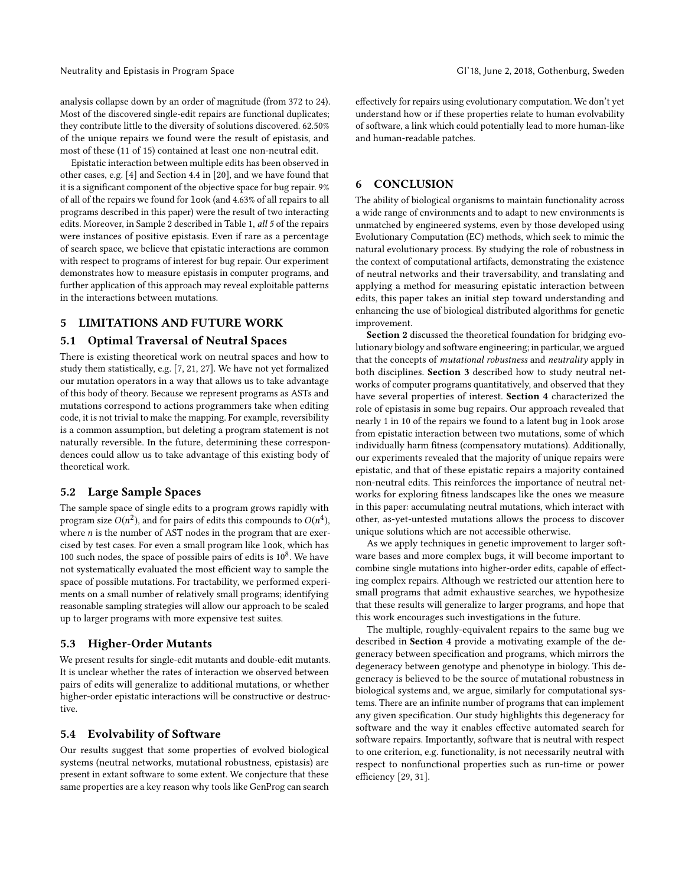analysis collapse down by an order of magnitude (from 372 to 24). Most of the discovered single-edit repairs are functional duplicates; they contribute little to the diversity of solutions discovered. 62.50% of the unique repairs we found were the result of epistasis, and most of these (11 of 15) contained at least one non-neutral edit.

Epistatic interaction between multiple edits has been observed in other cases, e.g. [4] and Section 4.4 in [20], and we have found that it is a significant component of the objective space for bug repair. 9% of all of the repairs we found for `look` (and 4.63% of all repairs to all programs described in this paper) were the result of two interacting edits. Moreover, in Sample 2 described in Table 1, *all 5* of the repairs were instances of positive epistasis. Even if rare as a percentage of search space, we believe that epistatic interactions are common with respect to programs of interest for bug repair. Our experiment demonstrates how to measure epistasis in computer programs, and further application of this approach may reveal exploitable patterns in the interactions between mutations.

## 5 LIMITATIONS AND FUTURE WORK

### 5.1 Optimal Traversal of Neutral Spaces

There is existing theoretical work on neutral spaces and how to study them statistically, e.g. [7, 21, 27]. We have not yet formalized our mutation operators in a way that allows us to take advantage of this body of theory. Because we represent programs as ASTs and mutations correspond to actions programmers take when editing code, it is not trivial to make the mapping. For example, reversibility is a common assumption, but deleting a program statement is not naturally reversible. In the future, determining these correspondences could allow us to take advantage of this existing body of theoretical work.

### 5.2 Large Sample Spaces

The sample space of single edits to a program grows rapidly with program size $O(n^2)$, and for pairs of edits this compounds to $O(n^4)$, where $n$ is the number of AST nodes in the program that are exercised by test cases. For even a small program like `look`, which has 100 such nodes, the space of possible pairs of edits is $10^8$. We have not systematically evaluated the most efficient way to sample the space of possible mutations. For tractability, we performed experiments on a small number of relatively small programs; identifying reasonable sampling strategies will allow our approach to be scaled up to larger programs with more expensive test suites.

### 5.3 Higher-Order Mutants

We present results for single-edit mutants and double-edit mutants. It is unclear whether the rates of interaction we observed between pairs of edits will generalize to additional mutations, or whether higher-order epistatic interactions will be constructive or destructive.

### 5.4 Evolvability of Software

Our results suggest that some properties of evolved biological systems (neutral networks, mutational robustness, epistasis) are present in extant software to some extent. We conjecture that these same properties are a key reason why tools like GenProg can search effectively for repairs using evolutionary computation. We don't yet understand how or if these properties relate to human evolvability of software, a link which could potentially lead to more human-like and human-readable patches.

## 6 CONCLUSION

The ability of biological organisms to maintain functionality across a wide range of environments and to adapt to new environments is unmatched by engineered systems, even by those developed using Evolutionary Computation (EC) methods, which seek to mimic the natural evolutionary process. By studying the role of robustness in the context of computational artifacts, demonstrating the existence of neutral networks and their traversability, and translating and applying a method for measuring epistatic interaction between edits, this paper takes an initial step toward understanding and enhancing the use of biological distributed algorithms for genetic improvement.

**Section 2** discussed the theoretical foundation for bridging evolutionary biology and software engineering; in particular, we argued that the concepts of *mutational robustness* and *neutrality* apply in both disciplines. **Section 3** described how to study neutral networks of computer programs quantitatively, and observed that they have several properties of interest. **Section 4** characterized the role of epistasis in some bug repairs. Our approach revealed that nearly 1 in 10 of the repairs we found to a latent bug in `look` arose from epistatic interaction between two mutations, some of which individually harm fitness (compensatory mutations). Additionally, our experiments revealed that the majority of unique repairs were epistatic, and that of these epistatic repairs a majority contained non-neutral edits. This reinforces the importance of neutral networks for exploring fitness landscapes like the ones we measure in this paper: accumulating neutral mutations, which interact with other, as-yet-untested mutations allows the process to discover unique solutions which are not accessible otherwise.

As we apply techniques in genetic improvement to larger software bases and more complex bugs, it will become important to combine single mutations into higher-order edits, capable of effecting complex repairs. Although we restricted our attention here to small programs that admit exhaustive searches, we hypothesize that these results will generalize to larger programs, and hope that this work encourages such investigations in the future.

The multiple, roughly-equivalent repairs to the same bug we described in **Section 4** provide a motivating example of the degeneracy between specification and programs, which mirrors the degeneracy between genotype and phenotype in biology. This degeneracy is believed to be the source of mutational robustness in biological systems and, we argue, similarly for computational systems. There are an infinite number of programs that can implement any given specification. Our study highlights this degeneracy for software and the way it enables effective automated search for software repairs. Importantly, software that is neutral with respect to one criterion, e.g. functionality, is not necessarily neutral with respect to nonfunctional properties such as run-time or power efficiency [29, 31].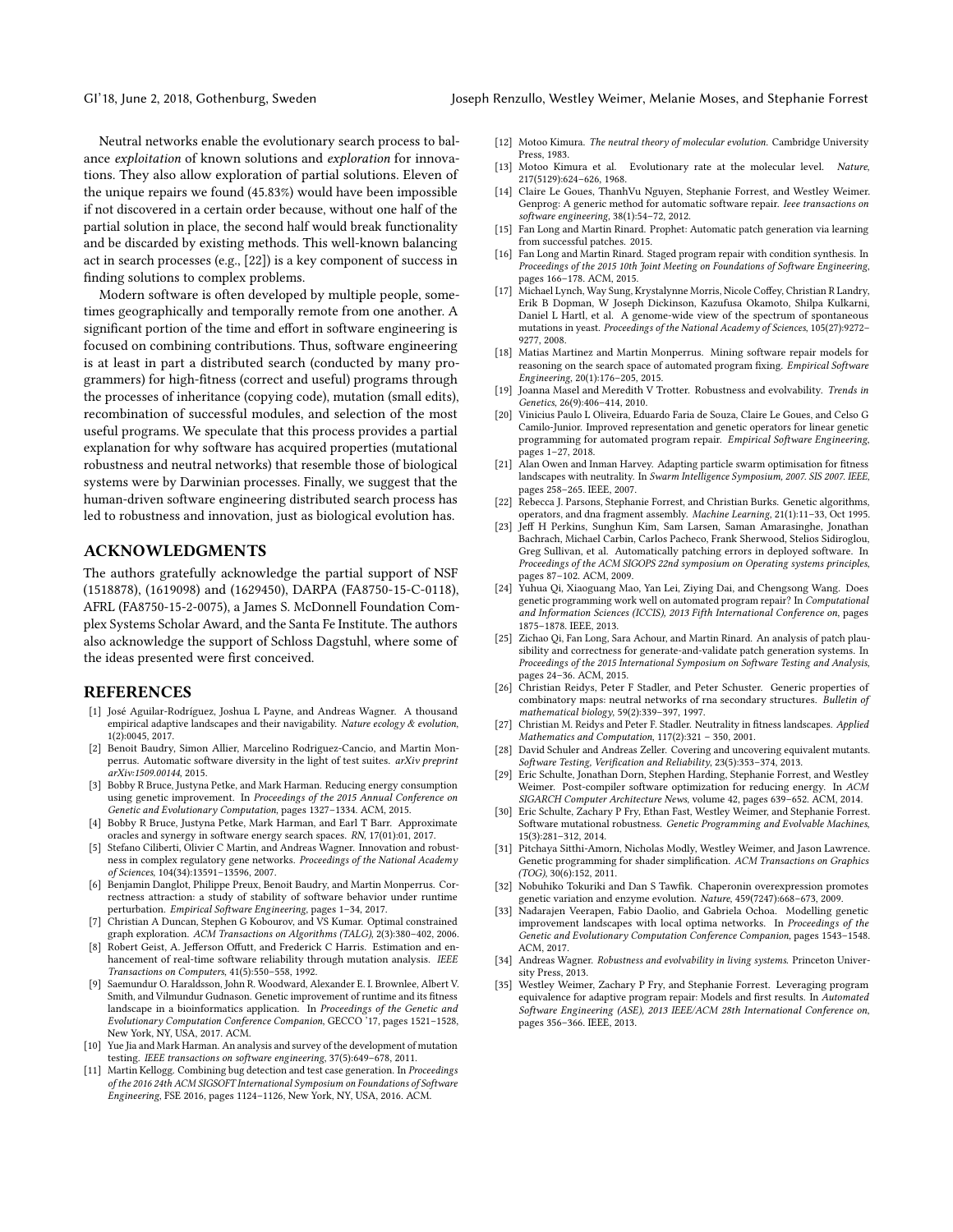Neutral networks enable the evolutionary search process to balance *exploitation* of known solutions and *exploration* for innovations. They also allow exploration of partial solutions. Eleven of the unique repairs we found (45.83%) would have been impossible if not discovered in a certain order because, without one half of the partial solution in place, the second half would break functionality and be discarded by existing methods. This well-known balancing act in search processes (e.g., [22]) is a key component of success in finding solutions to complex problems.

Modern software is often developed by multiple people, sometimes geographically and temporally remote from one another. A significant portion of the time and effort in software engineering is focused on combining contributions. Thus, software engineering is at least in part a distributed search (conducted by many programmers) for high-fitness (correct and useful) programs through the processes of inheritance (copying code), mutation (small edits), recombination of successful modules, and selection of the most useful programs. We speculate that this process provides a partial explanation for why software has acquired properties (mutational robustness and neutral networks) that resemble those of biological systems were by Darwinian processes. Finally, we suggest that the human-driven software engineering distributed search process has led to robustness and innovation, just as biological evolution has.

## ACKNOWLEDGMENTS

The authors gratefully acknowledge the partial support of NSF (1518878), (1619098) and (1629450), DARPA (FA8750-15-C-0118), AFRL (FA8750-15-2-0075), a James S. McDonnell Foundation Complex Systems Scholar Award, and the Santa Fe Institute. The authors also acknowledge the support of Schloss Dagstuhl, where some of the ideas presented were first conceived.

## REFERENCES

[1] José Aguilar-Rodríguez, Joshua L Payne, and Andreas Wagner. A thousand empirical adaptive landscapes and their navigability. *Nature ecology & evolution*, 1(2):0045, 2017.

[2] Benoit Baudry, Simon Allier, Marcelino Rodriguez-Cancio, and Martin Monperrus. Automatic software diversity in the light of test suites. *arXiv preprint arXiv:1509.00144*, 2015.

[3] Bobby R Bruce, Justyna Petke, and Mark Harman. Reducing energy consumption using genetic improvement. In *Proceedings of the 2015 Annual Conference on Genetic and Evolutionary Computation*, pages 1327–1334. ACM, 2015.

[4] Bobby R Bruce, Justyna Petke, Mark Harman, and Earl T Barr. Approximate oracles and synergy in software energy search spaces. *RN*, 17(01):01, 2017.

[5] Stefano Ciliberti, Olivier C Martin, and Andreas Wagner. Innovation and robustness in complex regulatory gene networks. *Proceedings of the National Academy of Sciences*, 104(34):13591–13596, 2007.

[6] Benjamin Danglot, Philippe Preux, Benoit Baudry, and Martin Monperrus. Correctness attraction: a study of stability of software behavior under runtime perturbation. *Empirical Software Engineering*, pages 1–34, 2017.

[7] Christian A Duncan, Stephen G Kobourov, and VS Kumar. Optimal constrained graph exploration. *ACM Transactions on Algorithms (TALG)*, 2(3):380–402, 2006.

[8] Robert Geist, A. Jefferson Offutt, and Frederick C Harris. Estimation and enhancement of real-time software reliability through mutation analysis. *IEEE Transactions on Computers*, 41(5):550–558, 1992.

[9] Saemundur O. Haraldsson, John R. Woodward, Alexander E. I. Brownlee, Albert V. Smith, and Vilmundur Gudnason. Genetic improvement of runtime and its fitness landscape in a bioinformatics application. In *Proceedings of the Genetic and Evolutionary Computation Conference Companion*, GECCO '17, pages 1521–1528, New York, NY, USA, 2017. ACM.

[10] Yue Jia and Mark Harman. An analysis and survey of the development of mutation testing. *IEEE transactions on software engineering*, 37(5):649–678, 2011.

[11] Martin Kellogg. Combining bug detection and test case generation. In *Proceedings of the 2016 24th ACM SIGSOFT International Symposium on Foundations of Software Engineering*, FSE 2016, pages 1124–1126, New York, NY, USA, 2016. ACM.

[12] Motoo Kimura. *The neutral theory of molecular evolution*. Cambridge University Press, 1983.

[13] Motoo Kimura et al. Evolutionary rate at the molecular level. *Nature*, 217(5129):624–626, 1968.

[14] Claire Le Goues, ThanhVu Nguyen, Stephanie Forrest, and Westley Weimer. Genprog: A generic method for automatic software repair. *Ieee transactions on software engineering*, 38(1):54–72, 2012.

[15] Fan Long and Martin Rinard. Prophet: Automatic patch generation via learning from successful patches. 2015.

[16] Fan Long and Martin Rinard. Staged program repair with condition synthesis. In *Proceedings of the 2015 10th Joint Meeting on Foundations of Software Engineering*, pages 166–178. ACM, 2015.

[17] Michael Lynch, Way Sung, Krystalynne Morris, Nicole Coffey, Christian R Landry, Erik B Dopman, W Joseph Dickinson, Kazufusa Okamoto, Shilpa Kulkarni, Daniel L Hartl, et al. A genome-wide view of the spectrum of spontaneous mutations in yeast. *Proceedings of the National Academy of Sciences*, 105(27):9272–9277, 2008.

[18] Matias Martinez and Martin Monperrus. Mining software repair models for reasoning on the search space of automated program fixing. *Empirical Software Engineering*, 20(1):176–205, 2015.

[19] Joanna Masel and Meredith V Trotter. Robustness and evolvability. *Trends in Genetics*, 26(9):406–414, 2010.

[20] Vinicius Paulo L Oliveira, Eduardo Faria de Souza, Claire Le Goues, and Celso G Camilo-Junior. Improved representation and genetic operators for linear genetic programming for automated program repair. *Empirical Software Engineering*, pages 1–27, 2018.

[21] Alan Owen and Inman Harvey. Adapting particle swarm optimisation for fitness landscapes with neutrality. In *Swarm Intelligence Symposium, 2007. SIS 2007. IEEE*, pages 258–265. IEEE, 2007.

[22] Rebecca J. Parsons, Stephanie Forrest, and Christian Burks. Genetic algorithms, operators, and dna fragment assembly. *Machine Learning*, 21(1):11–33, Oct 1995.

[23] Jeff H Perkins, Sunghun Kim, Sam Larsen, Saman Amarasinghe, Jonathan Bachrach, Michael Carbin, Carlos Pacheco, Frank Sherwood, Stelios Sidiroglou, Greg Sullivan, et al. Automatically patching errors in deployed software. In *Proceedings of the ACM SIGOPS 22nd symposium on Operating systems principles*, pages 87–102. ACM, 2009.

[24] Yuhua Qi, Xiaoguang Mao, Yan Lei, Ziying Dai, and Chengsong Wang. Does genetic programming work well on automated program repair? In *Computational and Information Sciences (ICCIS), 2013 Fifth International Conference on*, pages 1875–1878. IEEE, 2013.

[25] Zichao Qi, Fan Long, Sara Achour, and Martin Rinard. An analysis of patch plausibility and correctness for generate-and-validate patch generation systems. In *Proceedings of the 2015 International Symposium on Software Testing and Analysis*, pages 24–36. ACM, 2015.

[26] Christian Reidys, Peter F Stadler, and Peter Schuster. Generic properties of combinatory maps: neutral networks of rna secondary structures. *Bulletin of mathematical biology*, 59(2):339–397, 1997.

[27] Christian M. Reidys and Peter F. Stadler. Neutrality in fitness landscapes. *Applied Mathematics and Computation*, 117(2):321 – 350, 2001.

[28] David Schuler and Andreas Zeller. Covering and uncovering equivalent mutants. *Software Testing, Verification and Reliability*, 23(5):353–374, 2013.

[29] Eric Schulte, Jonathan Dorn, Stephen Harding, Stephanie Forrest, and Westley Weimer. Post-compiler software optimization for reducing energy. In *ACM SIGARCH Computer Architecture News*, volume 42, pages 639–652. ACM, 2014.

[30] Eric Schulte, Zachary P Fry, Ethan Fast, Westley Weimer, and Stephanie Forrest. Software mutational robustness. *Genetic Programming and Evolvable Machines*, 15(3):281–312, 2014.

[31] Pitchaya Sitthi-Amorn, Nicholas Modly, Westley Weimer, and Jason Lawrence. Genetic programming for shader simplification. *ACM Transactions on Graphics (TOG)*, 30(6):152, 2011.

[32] Nobuhiko Tokuriki and Dan S Tawfik. Chaperonin overexpression promotes genetic variation and enzyme evolution. *Nature*, 459(7247):668–673, 2009.

[33] Nadarajen Veerapen, Fabio Daolio, and Gabriela Ochoa. Modelling genetic improvement landscapes with local optima networks. In *Proceedings of the Genetic and Evolutionary Computation Conference Companion*, pages 1543–1548. ACM, 2017.

[34] Andreas Wagner. *Robustness and evolvability in living systems*. Princeton University Press, 2013.

[35] Westley Weimer, Zachary P Fry, and Stephanie Forrest. Leveraging program equivalence for adaptive program repair: Models and first results. In *Automated Software Engineering (ASE), 2013 IEEE/ACM 28th International Conference on*, pages 356–366. IEEE, 2013.